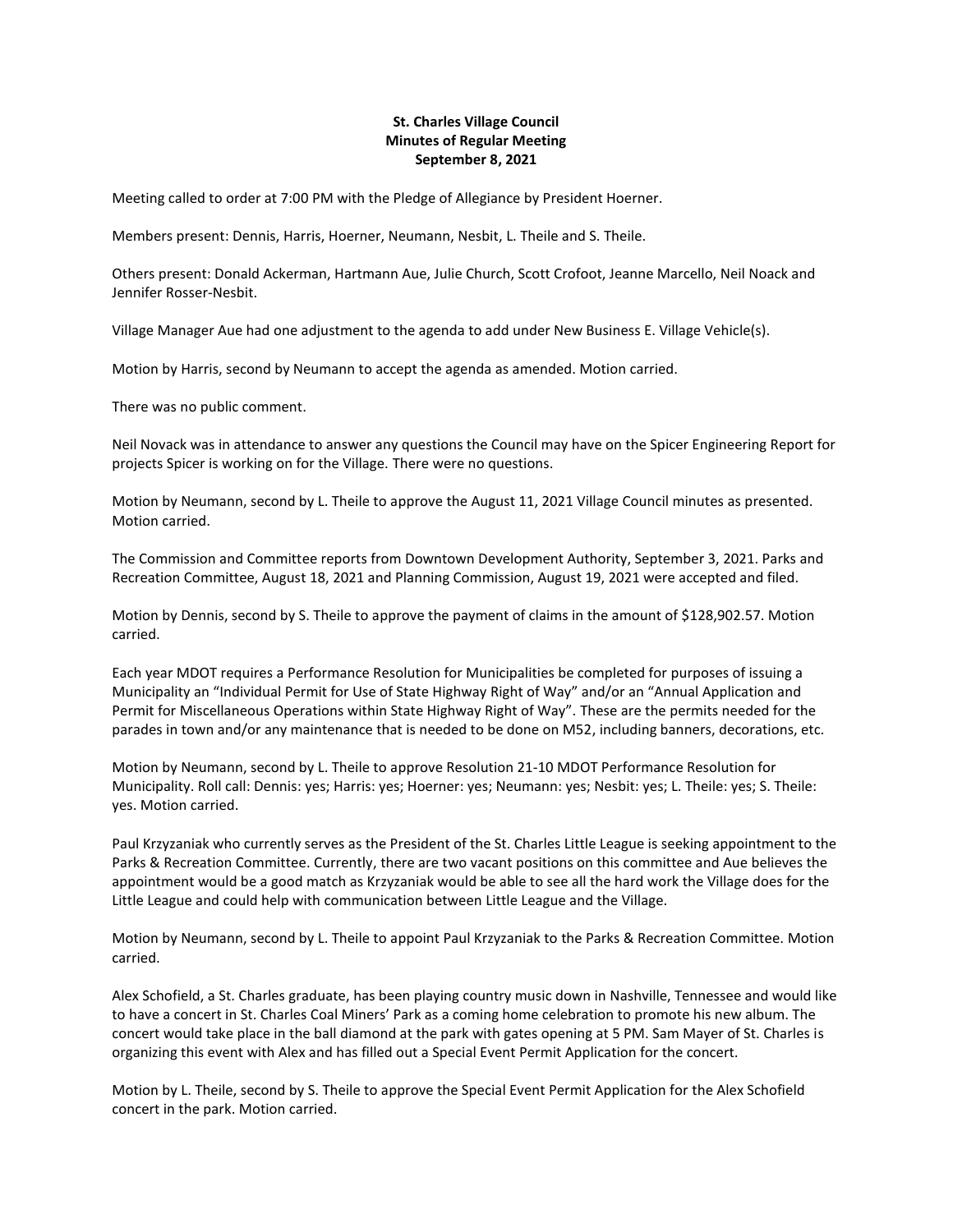**St. Charles Village Council**
**Minutes of Regular Meeting**
**September 8, 2021**

Meeting called to order at 7:00 PM with the Pledge of Allegiance by President Hoerner.

Members present: Dennis, Harris, Hoerner, Neumann, Nesbit, L. Theile and S. Theile.

Others present: Donald Ackerman, Hartmann Aue, Julie Church, Scott Crofoot, Jeanne Marcello, Neil Noack and Jennifer Rosser-Nesbit.

Village Manager Aue had one adjustment to the agenda to add under New Business E. Village Vehicle(s).

Motion by Harris, second by Neumann to accept the agenda as amended. Motion carried.

There was no public comment.

Neil Novack was in attendance to answer any questions the Council may have on the Spicer Engineering Report for projects Spicer is working on for the Village. There were no questions.

Motion by Neumann, second by L. Theile to approve the August 11, 2021 Village Council minutes as presented. Motion carried.

The Commission and Committee reports from Downtown Development Authority, September 3, 2021. Parks and Recreation Committee, August 18, 2021 and Planning Commission, August 19, 2021 were accepted and filed.

Motion by Dennis, second by S. Theile to approve the payment of claims in the amount of $128,902.57. Motion carried.

Each year MDOT requires a Performance Resolution for Municipalities be completed for purposes of issuing a Municipality an "Individual Permit for Use of State Highway Right of Way" and/or an "Annual Application and Permit for Miscellaneous Operations within State Highway Right of Way". These are the permits needed for the parades in town and/or any maintenance that is needed to be done on M52, including banners, decorations, etc.

Motion by Neumann, second by L. Theile to approve Resolution 21-10 MDOT Performance Resolution for Municipality. Roll call: Dennis: yes; Harris: yes; Hoerner: yes; Neumann: yes; Nesbit: yes; L. Theile: yes; S. Theile: yes. Motion carried.

Paul Krzyzaniak who currently serves as the President of the St. Charles Little League is seeking appointment to the Parks & Recreation Committee. Currently, there are two vacant positions on this committee and Aue believes the appointment would be a good match as Krzyzaniak would be able to see all the hard work the Village does for the Little League and could help with communication between Little League and the Village.

Motion by Neumann, second by L. Theile to appoint Paul Krzyzaniak to the Parks & Recreation Committee. Motion carried.

Alex Schofield, a St. Charles graduate, has been playing country music down in Nashville, Tennessee and would like to have a concert in St. Charles Coal Miners' Park as a coming home celebration to promote his new album. The concert would take place in the ball diamond at the park with gates opening at 5 PM. Sam Mayer of St. Charles is organizing this event with Alex and has filled out a Special Event Permit Application for the concert.

Motion by L. Theile, second by S. Theile to approve the Special Event Permit Application for the Alex Schofield concert in the park. Motion carried.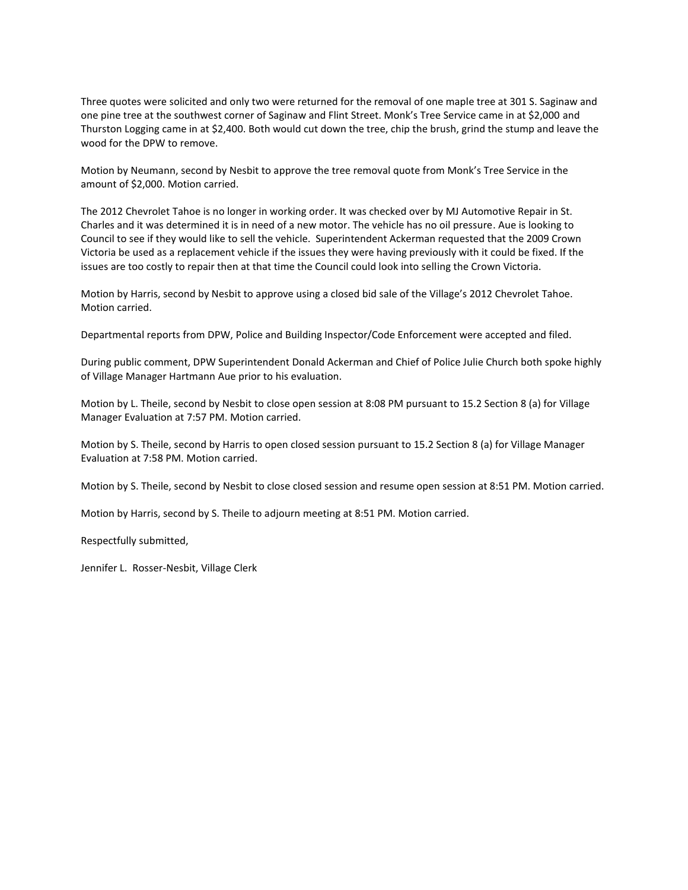Three quotes were solicited and only two were returned for the removal of one maple tree at 301 S. Saginaw and one pine tree at the southwest corner of Saginaw and Flint Street. Monk's Tree Service came in at $2,000 and Thurston Logging came in at $2,400. Both would cut down the tree, chip the brush, grind the stump and leave the wood for the DPW to remove.

Motion by Neumann, second by Nesbit to approve the tree removal quote from Monk's Tree Service in the amount of $2,000. Motion carried.

The 2012 Chevrolet Tahoe is no longer in working order. It was checked over by MJ Automotive Repair in St. Charles and it was determined it is in need of a new motor. The vehicle has no oil pressure. Aue is looking to Council to see if they would like to sell the vehicle. Superintendent Ackerman requested that the 2009 Crown Victoria be used as a replacement vehicle if the issues they were having previously with it could be fixed. If the issues are too costly to repair then at that time the Council could look into selling the Crown Victoria.

Motion by Harris, second by Nesbit to approve using a closed bid sale of the Village's 2012 Chevrolet Tahoe. Motion carried.

Departmental reports from DPW, Police and Building Inspector/Code Enforcement were accepted and filed.

During public comment, DPW Superintendent Donald Ackerman and Chief of Police Julie Church both spoke highly of Village Manager Hartmann Aue prior to his evaluation.

Motion by L. Theile, second by Nesbit to close open session at 8:08 PM pursuant to 15.2 Section 8 (a) for Village Manager Evaluation at 7:57 PM. Motion carried.

Motion by S. Theile, second by Harris to open closed session pursuant to 15.2 Section 8 (a) for Village Manager Evaluation at 7:58 PM. Motion carried.

Motion by S. Theile, second by Nesbit to close closed session and resume open session at 8:51 PM. Motion carried.

Motion by Harris, second by S. Theile to adjourn meeting at 8:51 PM. Motion carried.

Respectfully submitted,

Jennifer L. Rosser-Nesbit, Village Clerk